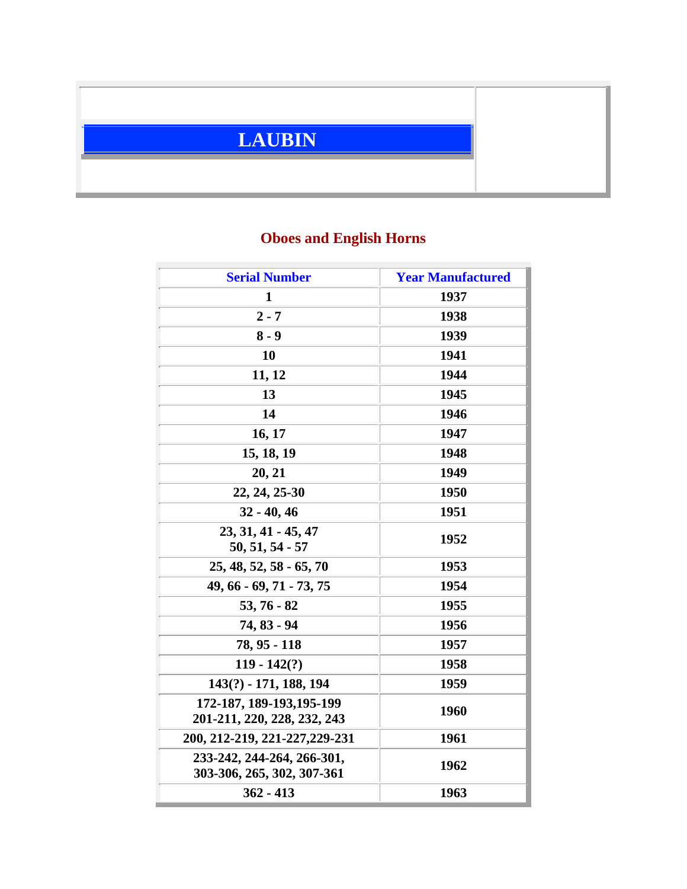# LAUBIN

## Oboes and English Horns

| Serial Number | Year Manufactured |
|---|---|
| 1 | 1937 |
| 2 - 7 | 1938 |
| 8 - 9 | 1939 |
| 10 | 1941 |
| 11, 12 | 1944 |
| 13 | 1945 |
| 14 | 1946 |
| 16, 17 | 1947 |
| 15, 18, 19 | 1948 |
| 20, 21 | 1949 |
| 22, 24, 25-30 | 1950 |
| 32 - 40, 46 | 1951 |
| 23, 31, 41 - 45, 47 50, 51, 54 - 57 | 1952 |
| 25, 48, 52, 58 - 65, 70 | 1953 |
| 49, 66 - 69, 71 - 73, 75 | 1954 |
| 53, 76 - 82 | 1955 |
| 74, 83 - 94 | 1956 |
| 78, 95 - 118 | 1957 |
| 119 - 142(?) | 1958 |
| 143(?) - 171, 188, 194 | 1959 |
| 172-187, 189-193,195-199 201-211, 220, 228, 232, 243 | 1960 |
| 200, 212-219, 221-227,229-231 | 1961 |
| 233-242, 244-264, 266-301, 303-306, 265, 302, 307-361 | 1962 |
| 362 - 413 | 1963 |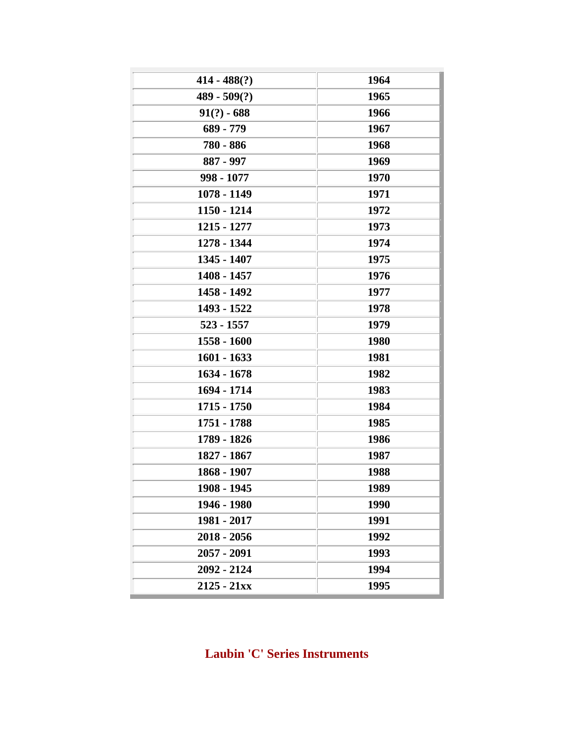| | |
|---|---|
| 414 - 488(?) | 1964 |
| 489 - 509(?) | 1965 |
| 91(?) - 688 | 1966 |
| 689 - 779 | 1967 |
| 780 - 886 | 1968 |
| 887 - 997 | 1969 |
| 998 - 1077 | 1970 |
| 1078 - 1149 | 1971 |
| 1150 - 1214 | 1972 |
| 1215 - 1277 | 1973 |
| 1278 - 1344 | 1974 |
| 1345 - 1407 | 1975 |
| 1408 - 1457 | 1976 |
| 1458 - 1492 | 1977 |
| 1493 - 1522 | 1978 |
| 523 - 1557 | 1979 |
| 1558 - 1600 | 1980 |
| 1601 - 1633 | 1981 |
| 1634 - 1678 | 1982 |
| 1694 - 1714 | 1983 |
| 1715 - 1750 | 1984 |
| 1751 - 1788 | 1985 |
| 1789 - 1826 | 1986 |
| 1827 - 1867 | 1987 |
| 1868 - 1907 | 1988 |
| 1908 - 1945 | 1989 |
| 1946 - 1980 | 1990 |
| 1981 - 2017 | 1991 |
| 2018 - 2056 | 1992 |
| 2057 - 2091 | 1993 |
| 2092 - 2124 | 1994 |
| 2125 - 21xx | 1995 |

## Laubin 'C' Series Instruments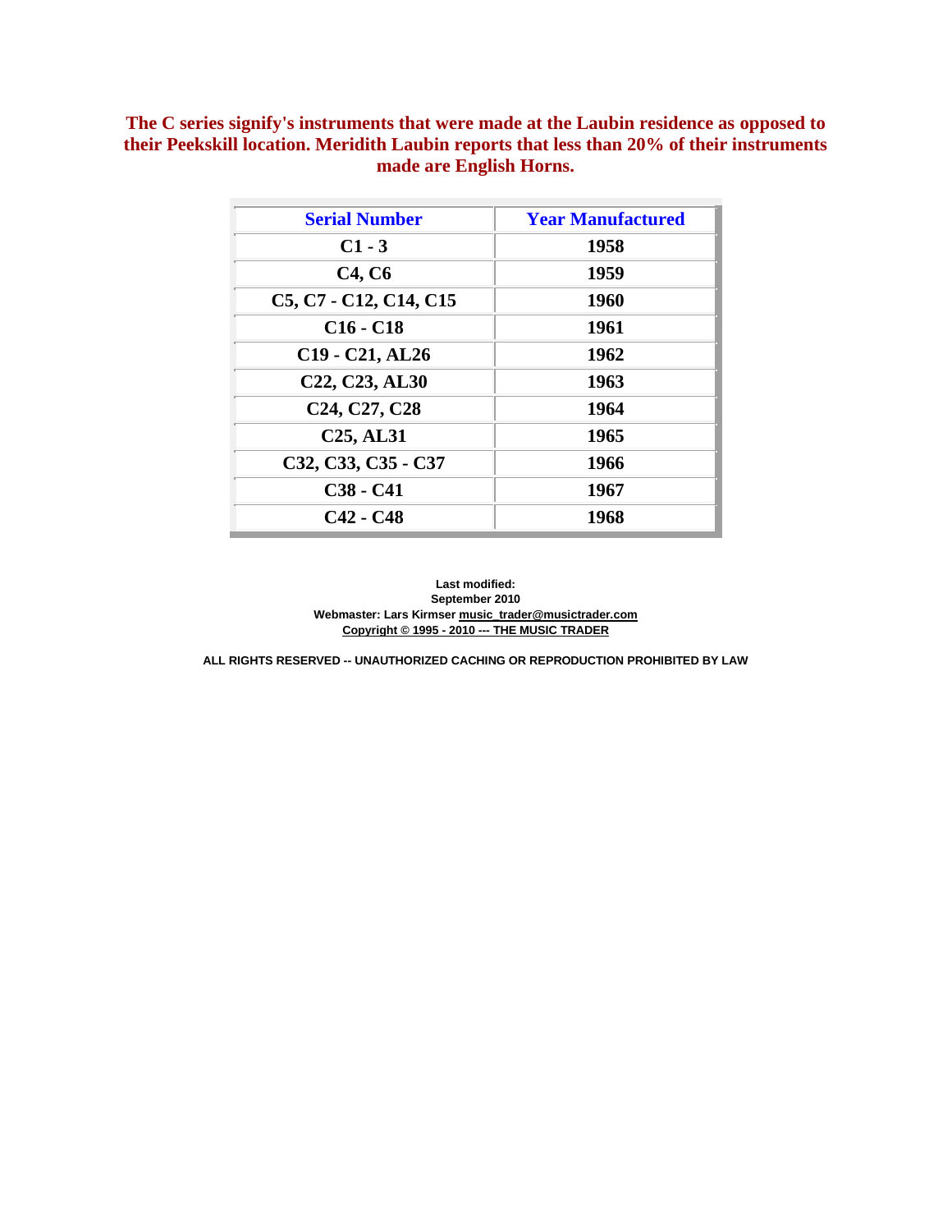**The C series signify's instruments that were made at the Laubin residence as opposed to their Peekskill location. Meridith Laubin reports that less than 20% of their instruments made are English Horns.**

| Serial Number | Year Manufactured |
|---|---|
| C1 - 3 | 1958 |
| C4, C6 | 1959 |
| C5, C7 - C12, C14, C15 | 1960 |
| C16 - C18 | 1961 |
| C19 - C21, AL26 | 1962 |
| C22, C23, AL30 | 1963 |
| C24, C27, C28 | 1964 |
| C25, AL31 | 1965 |
| C32, C33, C35 - C37 | 1966 |
| C38 - C41 | 1967 |
| C42 - C48 | 1968 |

**Last modified:**
**September 2010**
**Webmaster: Lars Kirmser music_trader@musictrader.com**
**Copyright © 1995 - 2010 --- THE MUSIC TRADER**

**ALL RIGHTS RESERVED -- UNAUTHORIZED CACHING OR REPRODUCTION PROHIBITED BY LAW**